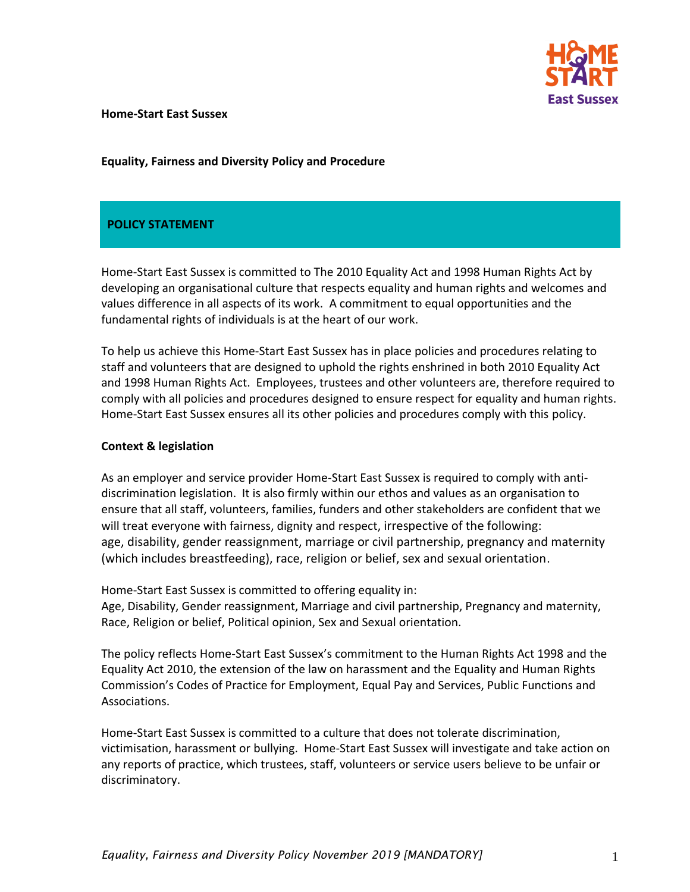**Home-Start East Sussex**

**Equality, Fairness and Diversity Policy and Procedure**

## POLICY STATEMENT

Home-Start East Sussex is committed to The 2010 Equality Act and 1998 Human Rights Act by developing an organisational culture that respects equality and human rights and welcomes and values difference in all aspects of its work. A commitment to equal opportunities and the fundamental rights of individuals is at the heart of our work.

To help us achieve this Home-Start East Sussex has in place policies and procedures relating to staff and volunteers that are designed to uphold the rights enshrined in both 2010 Equality Act and 1998 Human Rights Act. Employees, trustees and other volunteers are, therefore required to comply with all policies and procedures designed to ensure respect for equality and human rights. Home-Start East Sussex ensures all its other policies and procedures comply with this policy.

**Context & legislation**

As an employer and service provider Home-Start East Sussex is required to comply with anti-discrimination legislation. It is also firmly within our ethos and values as an organisation to ensure that all staff, volunteers, families, funders and other stakeholders are confident that we will treat everyone with fairness, dignity and respect, irrespective of the following: age, disability, gender reassignment, marriage or civil partnership, pregnancy and maternity (which includes breastfeeding), race, religion or belief, sex and sexual orientation.

Home-Start East Sussex is committed to offering equality in:
Age, Disability, Gender reassignment, Marriage and civil partnership, Pregnancy and maternity, Race, Religion or belief, Political opinion, Sex and Sexual orientation.

The policy reflects Home-Start East Sussex's commitment to the Human Rights Act 1998 and the Equality Act 2010, the extension of the law on harassment and the Equality and Human Rights Commission's Codes of Practice for Employment, Equal Pay and Services, Public Functions and Associations.

Home-Start East Sussex is committed to a culture that does not tolerate discrimination, victimisation, harassment or bullying. Home-Start East Sussex will investigate and take action on any reports of practice, which trustees, staff, volunteers or service users believe to be unfair or discriminatory.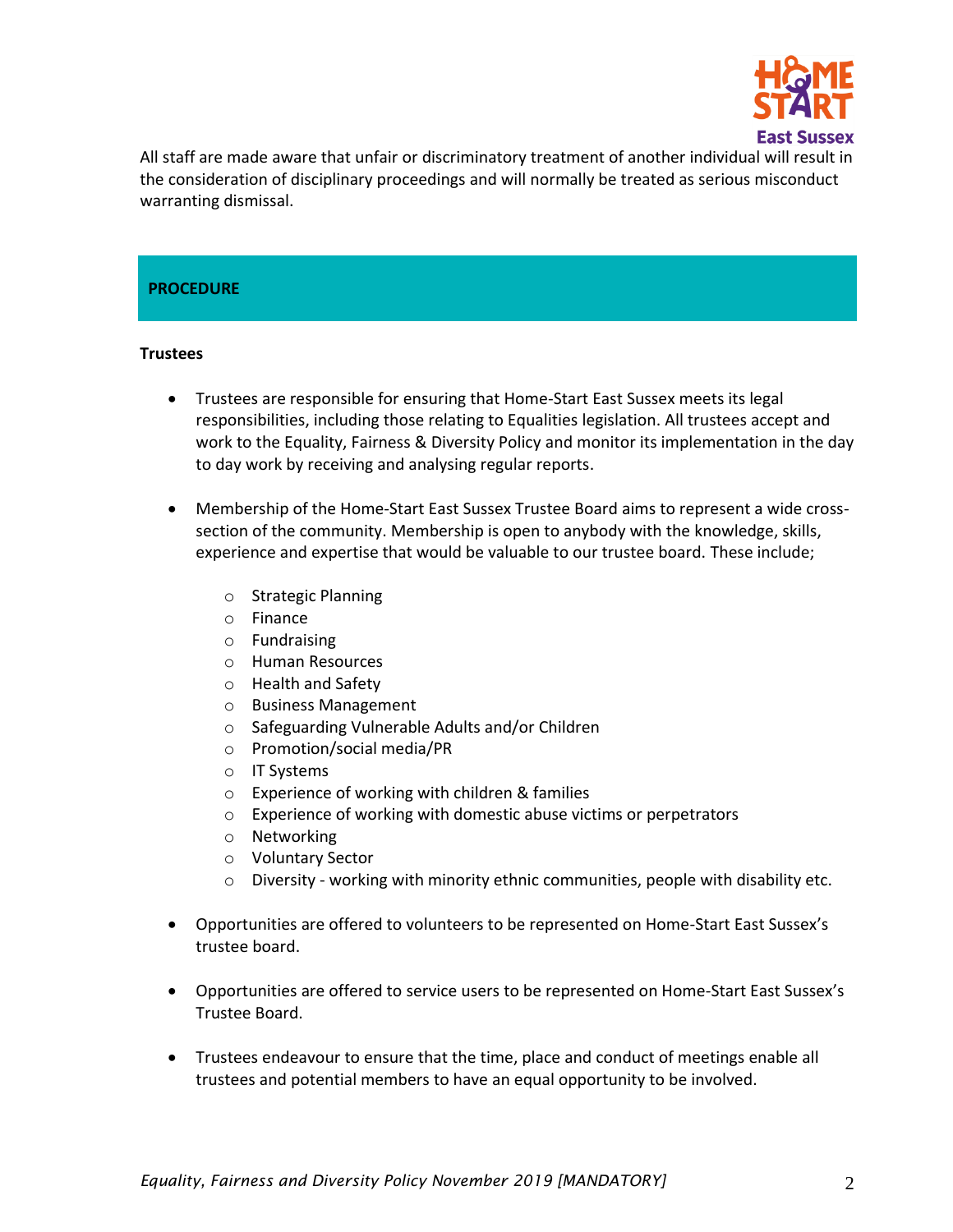All staff are made aware that unfair or discriminatory treatment of another individual will result in the consideration of disciplinary proceedings and will normally be treated as serious misconduct warranting dismissal.

## PROCEDURE

**Trustees**

- Trustees are responsible for ensuring that Home-Start East Sussex meets its legal responsibilities, including those relating to Equalities legislation. All trustees accept and work to the Equality, Fairness & Diversity Policy and monitor its implementation in the day to day work by receiving and analysing regular reports.

- Membership of the Home-Start East Sussex Trustee Board aims to represent a wide cross-section of the community. Membership is open to anybody with the knowledge, skills, experience and expertise that would be valuable to our trustee board. These include;

    - Strategic Planning
    - Finance
    - Fundraising
    - Human Resources
    - Health and Safety
    - Business Management
    - Safeguarding Vulnerable Adults and/or Children
    - Promotion/social media/PR
    - IT Systems
    - Experience of working with children & families
    - Experience of working with domestic abuse victims or perpetrators
    - Networking
    - Voluntary Sector
    - Diversity - working with minority ethnic communities, people with disability etc.

- Opportunities are offered to volunteers to be represented on Home-Start East Sussex's trustee board.

- Opportunities are offered to service users to be represented on Home-Start East Sussex's Trustee Board.

- Trustees endeavour to ensure that the time, place and conduct of meetings enable all trustees and potential members to have an equal opportunity to be involved.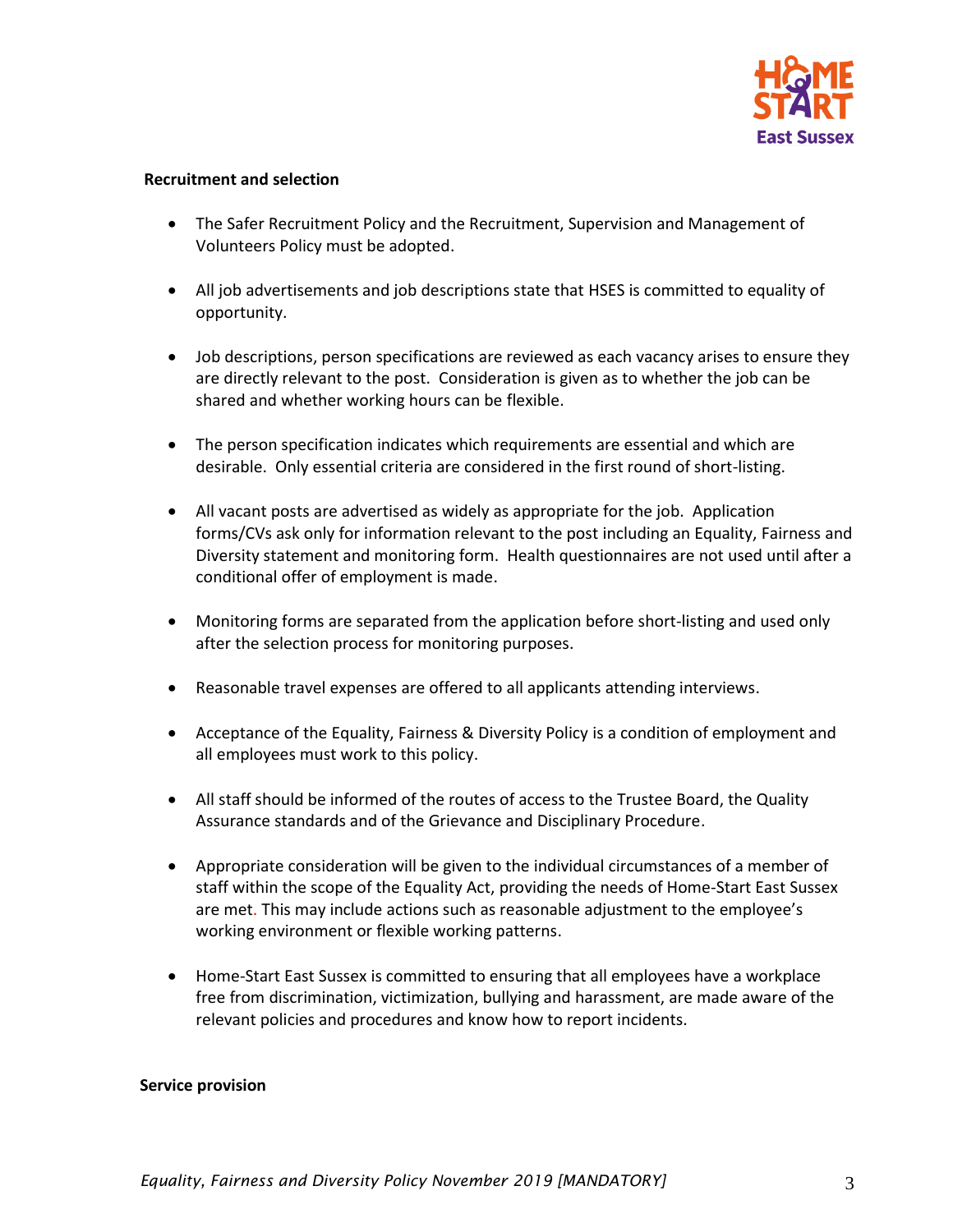**Recruitment and selection**

- The Safer Recruitment Policy and the Recruitment, Supervision and Management of Volunteers Policy must be adopted.

- All job advertisements and job descriptions state that HSES is committed to equality of opportunity.

- Job descriptions, person specifications are reviewed as each vacancy arises to ensure they are directly relevant to the post. Consideration is given as to whether the job can be shared and whether working hours can be flexible.

- The person specification indicates which requirements are essential and which are desirable. Only essential criteria are considered in the first round of short-listing.

- All vacant posts are advertised as widely as appropriate for the job. Application forms/CVs ask only for information relevant to the post including an Equality, Fairness and Diversity statement and monitoring form. Health questionnaires are not used until after a conditional offer of employment is made.

- Monitoring forms are separated from the application before short-listing and used only after the selection process for monitoring purposes.

- Reasonable travel expenses are offered to all applicants attending interviews.

- Acceptance of the Equality, Fairness & Diversity Policy is a condition of employment and all employees must work to this policy.

- All staff should be informed of the routes of access to the Trustee Board, the Quality Assurance standards and of the Grievance and Disciplinary Procedure.

- Appropriate consideration will be given to the individual circumstances of a member of staff within the scope of the Equality Act, providing the needs of Home-Start East Sussex are met. This may include actions such as reasonable adjustment to the employee's working environment or flexible working patterns.

- Home-Start East Sussex is committed to ensuring that all employees have a workplace free from discrimination, victimization, bullying and harassment, are made aware of the relevant policies and procedures and know how to report incidents.

**Service provision**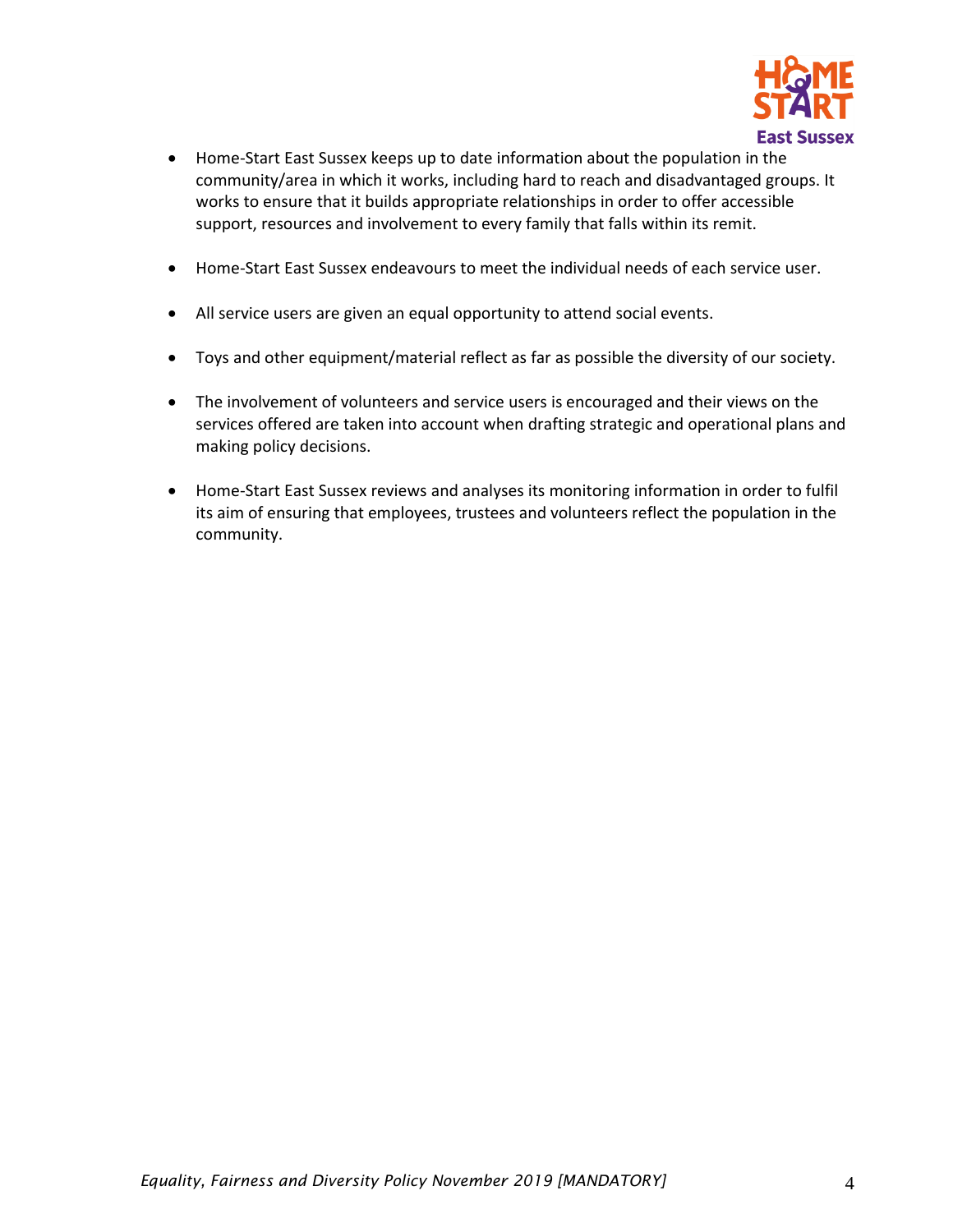- Home-Start East Sussex keeps up to date information about the population in the community/area in which it works, including hard to reach and disadvantaged groups. It works to ensure that it builds appropriate relationships in order to offer accessible support, resources and involvement to every family that falls within its remit.

- Home-Start East Sussex endeavours to meet the individual needs of each service user.

- All service users are given an equal opportunity to attend social events.

- Toys and other equipment/material reflect as far as possible the diversity of our society.

- The involvement of volunteers and service users is encouraged and their views on the services offered are taken into account when drafting strategic and operational plans and making policy decisions.

- Home-Start East Sussex reviews and analyses its monitoring information in order to fulfil its aim of ensuring that employees, trustees and volunteers reflect the population in the community.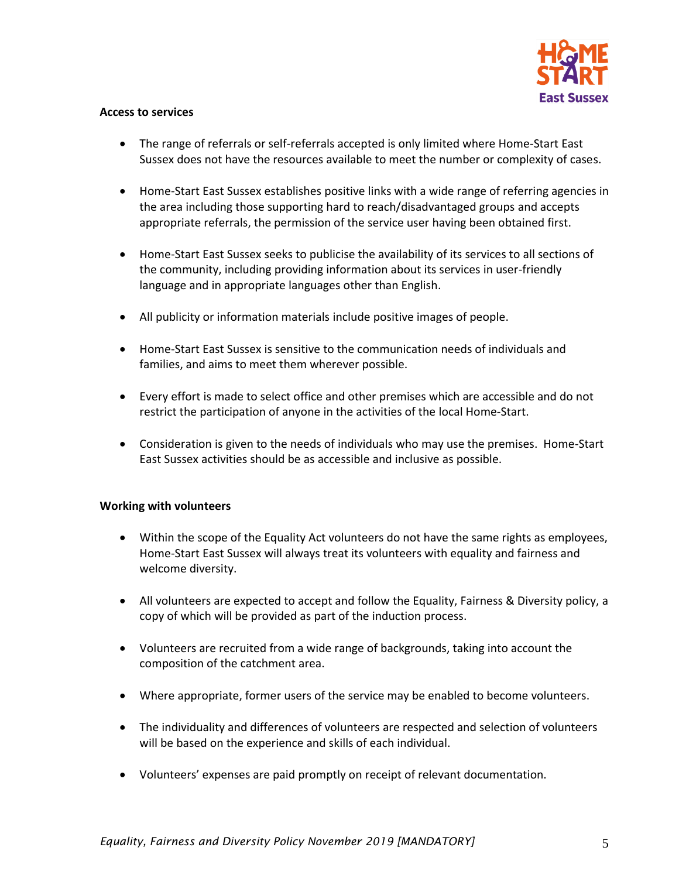**Access to services**

- The range of referrals or self-referrals accepted is only limited where Home-Start East Sussex does not have the resources available to meet the number or complexity of cases.

- Home-Start East Sussex establishes positive links with a wide range of referring agencies in the area including those supporting hard to reach/disadvantaged groups and accepts appropriate referrals, the permission of the service user having been obtained first.

- Home-Start East Sussex seeks to publicise the availability of its services to all sections of the community, including providing information about its services in user-friendly language and in appropriate languages other than English.

- All publicity or information materials include positive images of people.

- Home-Start East Sussex is sensitive to the communication needs of individuals and families, and aims to meet them wherever possible.

- Every effort is made to select office and other premises which are accessible and do not restrict the participation of anyone in the activities of the local Home-Start.

- Consideration is given to the needs of individuals who may use the premises. Home-Start East Sussex activities should be as accessible and inclusive as possible.

**Working with volunteers**

- Within the scope of the Equality Act volunteers do not have the same rights as employees, Home-Start East Sussex will always treat its volunteers with equality and fairness and welcome diversity.

- All volunteers are expected to accept and follow the Equality, Fairness & Diversity policy, a copy of which will be provided as part of the induction process.

- Volunteers are recruited from a wide range of backgrounds, taking into account the composition of the catchment area.

- Where appropriate, former users of the service may be enabled to become volunteers.

- The individuality and differences of volunteers are respected and selection of volunteers will be based on the experience and skills of each individual.

- Volunteers' expenses are paid promptly on receipt of relevant documentation.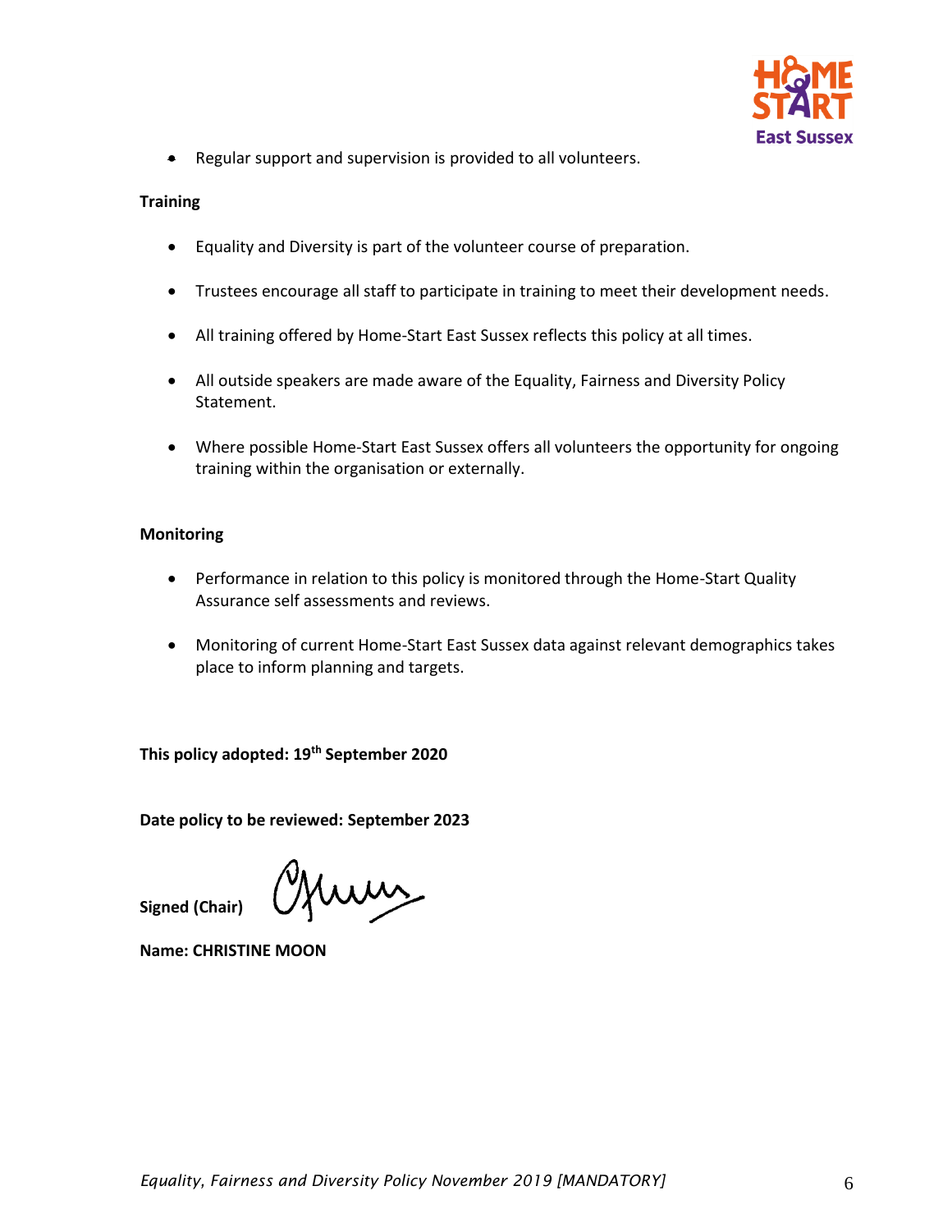- Regular support and supervision is provided to all volunteers.

**Training**

- Equality and Diversity is part of the volunteer course of preparation.
- Trustees encourage all staff to participate in training to meet their development needs.
- All training offered by Home-Start East Sussex reflects this policy at all times.
- All outside speakers are made aware of the Equality, Fairness and Diversity Policy Statement.
- Where possible Home-Start East Sussex offers all volunteers the opportunity for ongoing training within the organisation or externally.

**Monitoring**

- Performance in relation to this policy is monitored through the Home-Start Quality Assurance self assessments and reviews.
- Monitoring of current Home-Start East Sussex data against relevant demographics takes place to inform planning and targets.

**This policy adopted: 19th September 2020**

**Date policy to be reviewed: September 2023**

**Signed (Chair)**

**Name: CHRISTINE MOON**